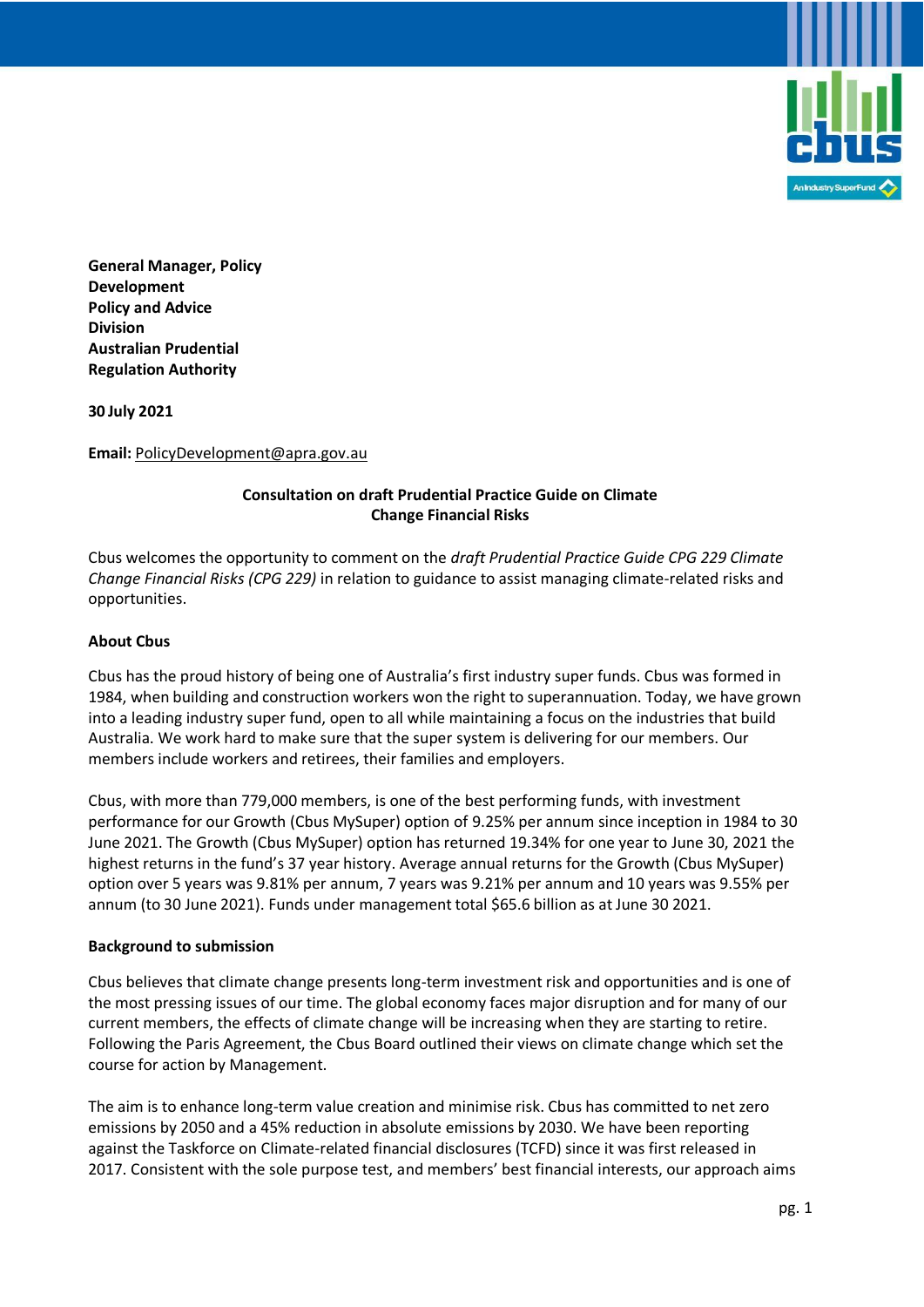**General Manager, Policy Development**
**Policy and Advice Division**
**Australian Prudential Regulation Authority**

**30 July 2021**

**Email:** PolicyDevelopment@apra.gov.au

**Consultation on draft Prudential Practice Guide on Climate Change Financial Risks**

Cbus welcomes the opportunity to comment on the *draft Prudential Practice Guide CPG 229 Climate Change Financial Risks (CPG 229)* in relation to guidance to assist managing climate-related risks and opportunities.

**About Cbus**

Cbus has the proud history of being one of Australia's first industry super funds. Cbus was formed in 1984, when building and construction workers won the right to superannuation. Today, we have grown into a leading industry super fund, open to all while maintaining a focus on the industries that build Australia. We work hard to make sure that the super system is delivering for our members. Our members include workers and retirees, their families and employers.

Cbus, with more than 779,000 members, is one of the best performing funds, with investment performance for our Growth (Cbus MySuper) option of 9.25% per annum since inception in 1984 to 30 June 2021. The Growth (Cbus MySuper) option has returned 19.34% for one year to June 30, 2021 the highest returns in the fund's 37 year history. Average annual returns for the Growth (Cbus MySuper) option over 5 years was 9.81% per annum, 7 years was 9.21% per annum and 10 years was 9.55% per annum (to 30 June 2021). Funds under management total $65.6 billion as at June 30 2021.

**Background to submission**

Cbus believes that climate change presents long-term investment risk and opportunities and is one of the most pressing issues of our time. The global economy faces major disruption and for many of our current members, the effects of climate change will be increasing when they are starting to retire. Following the Paris Agreement, the Cbus Board outlined their views on climate change which set the course for action by Management.

The aim is to enhance long-term value creation and minimise risk. Cbus has committed to net zero emissions by 2050 and a 45% reduction in absolute emissions by 2030. We have been reporting against the Taskforce on Climate-related financial disclosures (TCFD) since it was first released in 2017. Consistent with the sole purpose test, and members' best financial interests, our approach aims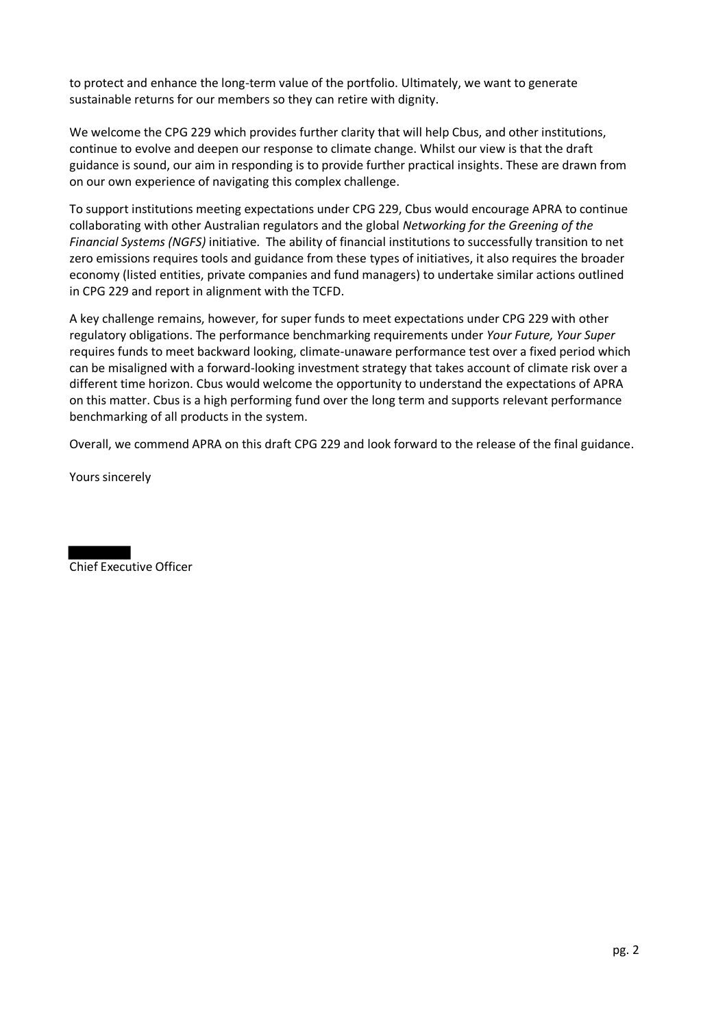to protect and enhance the long-term value of the portfolio. Ultimately, we want to generate sustainable returns for our members so they can retire with dignity.

We welcome the CPG 229 which provides further clarity that will help Cbus, and other institutions, continue to evolve and deepen our response to climate change. Whilst our view is that the draft guidance is sound, our aim in responding is to provide further practical insights. These are drawn from on our own experience of navigating this complex challenge.

To support institutions meeting expectations under CPG 229, Cbus would encourage APRA to continue collaborating with other Australian regulators and the global *Networking for the Greening of the Financial Systems (NGFS)* initiative. The ability of financial institutions to successfully transition to net zero emissions requires tools and guidance from these types of initiatives, it also requires the broader economy (listed entities, private companies and fund managers) to undertake similar actions outlined in CPG 229 and report in alignment with the TCFD.

A key challenge remains, however, for super funds to meet expectations under CPG 229 with other regulatory obligations. The performance benchmarking requirements under *Your Future, Your Super* requires funds to meet backward looking, climate-unaware performance test over a fixed period which can be misaligned with a forward-looking investment strategy that takes account of climate risk over a different time horizon. Cbus would welcome the opportunity to understand the expectations of APRA on this matter. Cbus is a high performing fund over the long term and supports relevant performance benchmarking of all products in the system.

Overall, we commend APRA on this draft CPG 229 and look forward to the release of the final guidance.

Yours sincerely

Chief Executive Officer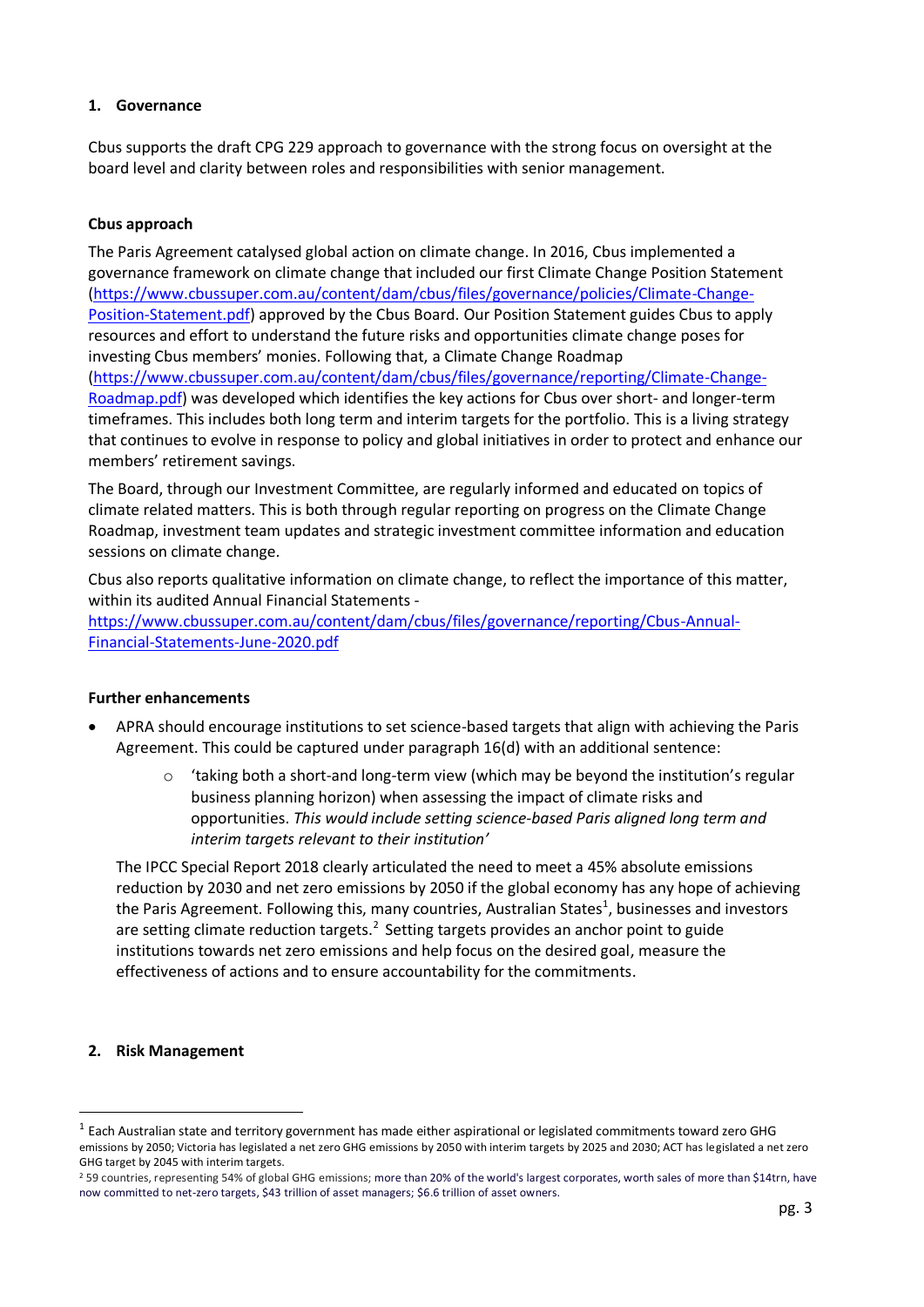## 1. Governance

Cbus supports the draft CPG 229 approach to governance with the strong focus on oversight at the board level and clarity between roles and responsibilities with senior management.

### Cbus approach

The Paris Agreement catalysed global action on climate change. In 2016, Cbus implemented a governance framework on climate change that included our first Climate Change Position Statement (https://www.cbussuper.com.au/content/dam/cbus/files/governance/policies/Climate-Change-Position-Statement.pdf) approved by the Cbus Board. Our Position Statement guides Cbus to apply resources and effort to understand the future risks and opportunities climate change poses for investing Cbus members' monies. Following that, a Climate Change Roadmap (https://www.cbussuper.com.au/content/dam/cbus/files/governance/reporting/Climate-Change-Roadmap.pdf) was developed which identifies the key actions for Cbus over short- and longer-term timeframes. This includes both long term and interim targets for the portfolio. This is a living strategy that continues to evolve in response to policy and global initiatives in order to protect and enhance our members' retirement savings.

The Board, through our Investment Committee, are regularly informed and educated on topics of climate related matters. This is both through regular reporting on progress on the Climate Change Roadmap, investment team updates and strategic investment committee information and education sessions on climate change.

Cbus also reports qualitative information on climate change, to reflect the importance of this matter, within its audited Annual Financial Statements - https://www.cbussuper.com.au/content/dam/cbus/files/governance/reporting/Cbus-Annual-Financial-Statements-June-2020.pdf

### Further enhancements

- APRA should encourage institutions to set science-based targets that align with achieving the Paris Agreement. This could be captured under paragraph 16(d) with an additional sentence:
    - 'taking both a short-and long-term view (which may be beyond the institution's regular business planning horizon) when assessing the impact of climate risks and opportunities. *This would include setting science-based Paris aligned long term and interim targets relevant to their institution'*

  The IPCC Special Report 2018 clearly articulated the need to meet a 45% absolute emissions reduction by 2030 and net zero emissions by 2050 if the global economy has any hope of achieving the Paris Agreement. Following this, many countries, Australian States[1], businesses and investors are setting climate reduction targets.[2] Setting targets provides an anchor point to guide institutions towards net zero emissions and help focus on the desired goal, measure the effectiveness of actions and to ensure accountability for the commitments.

## 2. Risk Management

[1] Each Australian state and territory government has made either aspirational or legislated commitments toward zero GHG emissions by 2050; Victoria has legislated a net zero GHG emissions by 2050 with interim targets by 2025 and 2030; ACT has legislated a net zero GHG target by 2045 with interim targets.

[2] 59 countries, representing 54% of global GHG emissions; more than 20% of the world's largest corporates, worth sales of more than $14trn, have now committed to net-zero targets, $43 trillion of asset managers; $6.6 trillion of asset owners.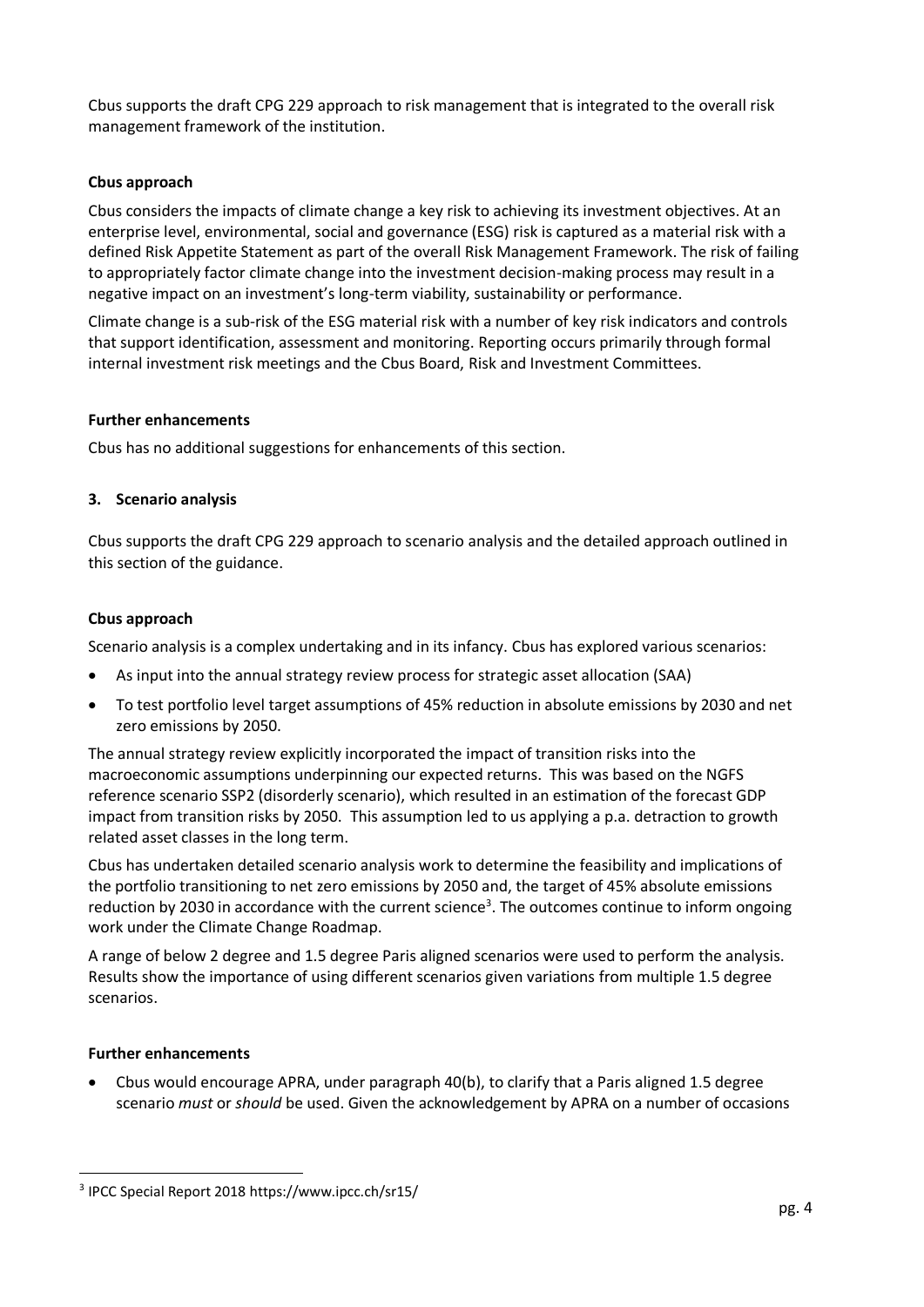Cbus supports the draft CPG 229 approach to risk management that is integrated to the overall risk management framework of the institution.

**Cbus approach**

Cbus considers the impacts of climate change a key risk to achieving its investment objectives. At an enterprise level, environmental, social and governance (ESG) risk is captured as a material risk with a defined Risk Appetite Statement as part of the overall Risk Management Framework. The risk of failing to appropriately factor climate change into the investment decision-making process may result in a negative impact on an investment's long-term viability, sustainability or performance.

Climate change is a sub-risk of the ESG material risk with a number of key risk indicators and controls that support identification, assessment and monitoring. Reporting occurs primarily through formal internal investment risk meetings and the Cbus Board, Risk and Investment Committees.

**Further enhancements**

Cbus has no additional suggestions for enhancements of this section.

## 3. Scenario analysis

Cbus supports the draft CPG 229 approach to scenario analysis and the detailed approach outlined in this section of the guidance.

**Cbus approach**

Scenario analysis is a complex undertaking and in its infancy. Cbus has explored various scenarios:

- As input into the annual strategy review process for strategic asset allocation (SAA)
- To test portfolio level target assumptions of 45% reduction in absolute emissions by 2030 and net zero emissions by 2050.

The annual strategy review explicitly incorporated the impact of transition risks into the macroeconomic assumptions underpinning our expected returns. This was based on the NGFS reference scenario SSP2 (disorderly scenario), which resulted in an estimation of the forecast GDP impact from transition risks by 2050. This assumption led to us applying a p.a. detraction to growth related asset classes in the long term.

Cbus has undertaken detailed scenario analysis work to determine the feasibility and implications of the portfolio transitioning to net zero emissions by 2050 and, the target of 45% absolute emissions reduction by 2030 in accordance with the current science[3]. The outcomes continue to inform ongoing work under the Climate Change Roadmap.

A range of below 2 degree and 1.5 degree Paris aligned scenarios were used to perform the analysis. Results show the importance of using different scenarios given variations from multiple 1.5 degree scenarios.

**Further enhancements**

- Cbus would encourage APRA, under paragraph 40(b), to clarify that a Paris aligned 1.5 degree scenario *must* or *should* be used. Given the acknowledgement by APRA on a number of occasions

[3] IPCC Special Report 2018 https://www.ipcc.ch/sr15/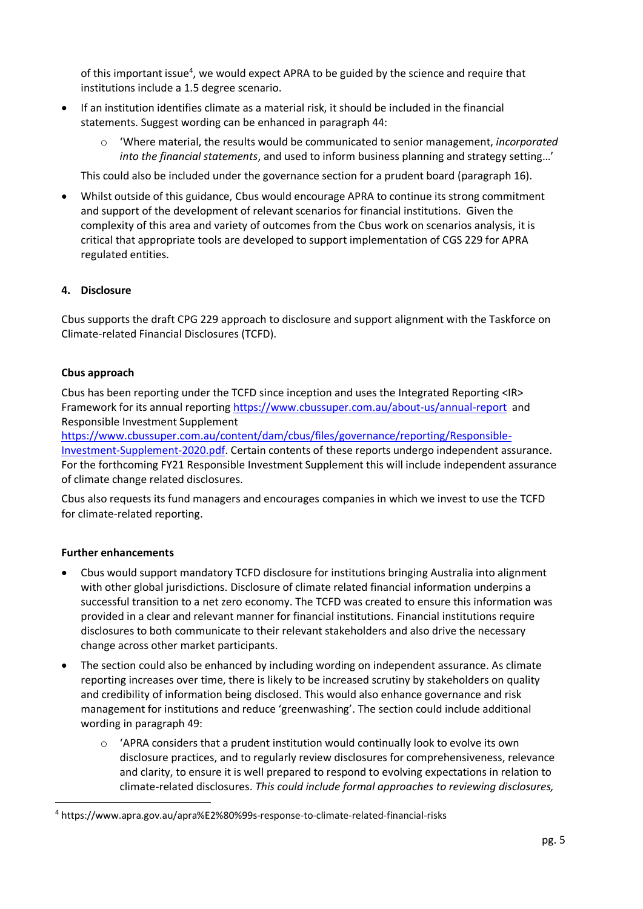of this important issue[4], we would expect APRA to be guided by the science and require that institutions include a 1.5 degree scenario.

- If an institution identifies climate as a material risk, it should be included in the financial statements. Suggest wording can be enhanced in paragraph 44:
    - 'Where material, the results would be communicated to senior management, *incorporated into the financial statements*, and used to inform business planning and strategy setting…'

  This could also be included under the governance section for a prudent board (paragraph 16).

- Whilst outside of this guidance, Cbus would encourage APRA to continue its strong commitment and support of the development of relevant scenarios for financial institutions. Given the complexity of this area and variety of outcomes from the Cbus work on scenarios analysis, it is critical that appropriate tools are developed to support implementation of CGS 229 for APRA regulated entities.

## 4. Disclosure

Cbus supports the draft CPG 229 approach to disclosure and support alignment with the Taskforce on Climate-related Financial Disclosures (TCFD).

### Cbus approach

Cbus has been reporting under the TCFD since inception and uses the Integrated Reporting <IR> Framework for its annual reporting https://www.cbussuper.com.au/about-us/annual-report and Responsible Investment Supplement https://www.cbussuper.com.au/content/dam/cbus/files/governance/reporting/Responsible-Investment-Supplement-2020.pdf. Certain contents of these reports undergo independent assurance. For the forthcoming FY21 Responsible Investment Supplement this will include independent assurance of climate change related disclosures.

Cbus also requests its fund managers and encourages companies in which we invest to use the TCFD for climate-related reporting.

### Further enhancements

- Cbus would support mandatory TCFD disclosure for institutions bringing Australia into alignment with other global jurisdictions. Disclosure of climate related financial information underpins a successful transition to a net zero economy. The TCFD was created to ensure this information was provided in a clear and relevant manner for financial institutions. Financial institutions require disclosures to both communicate to their relevant stakeholders and also drive the necessary change across other market participants.
- The section could also be enhanced by including wording on independent assurance. As climate reporting increases over time, there is likely to be increased scrutiny by stakeholders on quality and credibility of information being disclosed. This would also enhance governance and risk management for institutions and reduce 'greenwashing'. The section could include additional wording in paragraph 49:
    - 'APRA considers that a prudent institution would continually look to evolve its own disclosure practices, and to regularly review disclosures for comprehensiveness, relevance and clarity, to ensure it is well prepared to respond to evolving expectations in relation to climate-related disclosures. *This could include formal approaches to reviewing disclosures,*

[4] https://www.apra.gov.au/apra%E2%80%99s-response-to-climate-related-financial-risks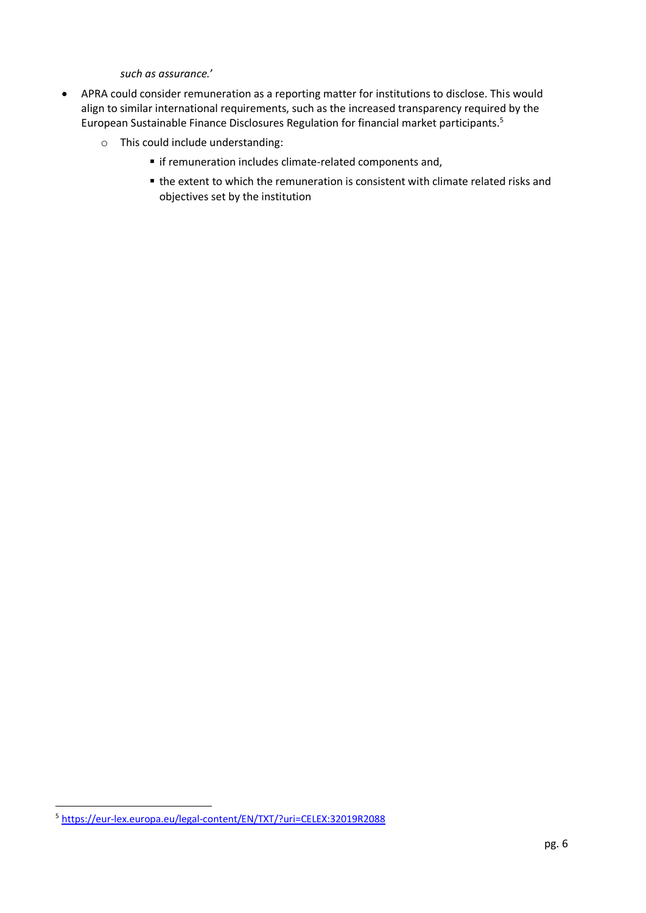*such as assurance.'*

- APRA could consider remuneration as a reporting matter for institutions to disclose. This would align to similar international requirements, such as the increased transparency required by the European Sustainable Finance Disclosures Regulation for financial market participants.[5]
  - This could include understanding:
    - if remuneration includes climate-related components and,
    - the extent to which the remuneration is consistent with climate related risks and objectives set by the institution

---

[5] https://eur-lex.europa.eu/legal-content/EN/TXT/?uri=CELEX:32019R2088